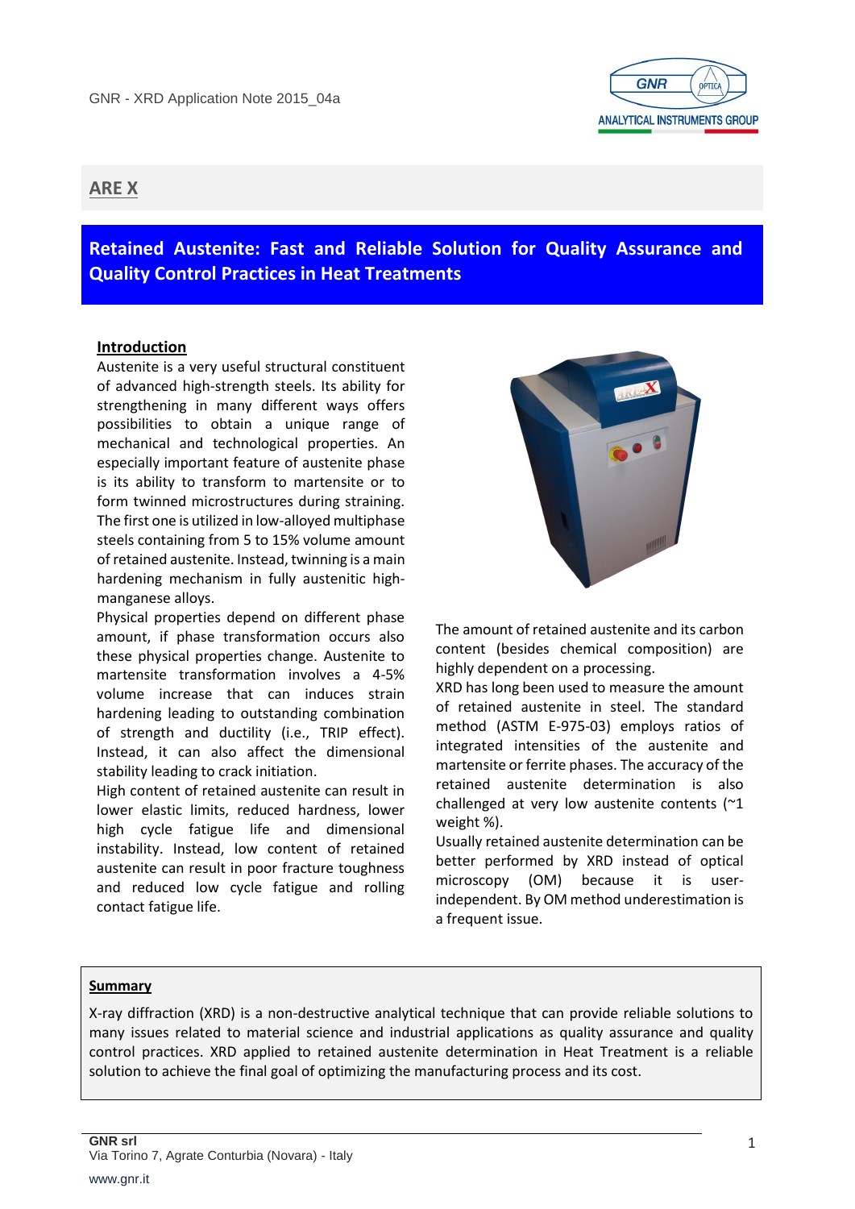## ARE X

# Retained Austenite: Fast and Reliable Solution for Quality Assurance and Quality Control Practices in Heat Treatments

### Introduction

Austenite is a very useful structural constituent of advanced high-strength steels. Its ability for strengthening in many different ways offers possibilities to obtain a unique range of mechanical and technological properties. An especially important feature of austenite phase is its ability to transform to martensite or to form twinned microstructures during straining. The first one is utilized in low-alloyed multiphase steels containing from 5 to 15% volume amount of retained austenite. Instead, twinning is a main hardening mechanism in fully austenitic high-manganese alloys.

Physical properties depend on different phase amount, if phase transformation occurs also these physical properties change. Austenite to martensite transformation involves a 4-5% volume increase that can induces strain hardening leading to outstanding combination of strength and ductility (i.e., TRIP effect). Instead, it can also affect the dimensional stability leading to crack initiation.

High content of retained austenite can result in lower elastic limits, reduced hardness, lower high cycle fatigue life and dimensional instability. Instead, low content of retained austenite can result in poor fracture toughness and reduced low cycle fatigue and rolling contact fatigue life.

The amount of retained austenite and its carbon content (besides chemical composition) are highly dependent on a processing.

XRD has long been used to measure the amount of retained austenite in steel. The standard method (ASTM E-975-03) employs ratios of integrated intensities of the austenite and martensite or ferrite phases. The accuracy of the retained austenite determination is also challenged at very low austenite contents (~1 weight %).

Usually retained austenite determination can be better performed by XRD instead of optical microscopy (OM) because it is user-independent. By OM method underestimation is a frequent issue.

### Summary

X-ray diffraction (XRD) is a non-destructive analytical technique that can provide reliable solutions to many issues related to material science and industrial applications as quality assurance and quality control practices. XRD applied to retained austenite determination in Heat Treatment is a reliable solution to achieve the final goal of optimizing the manufacturing process and its cost.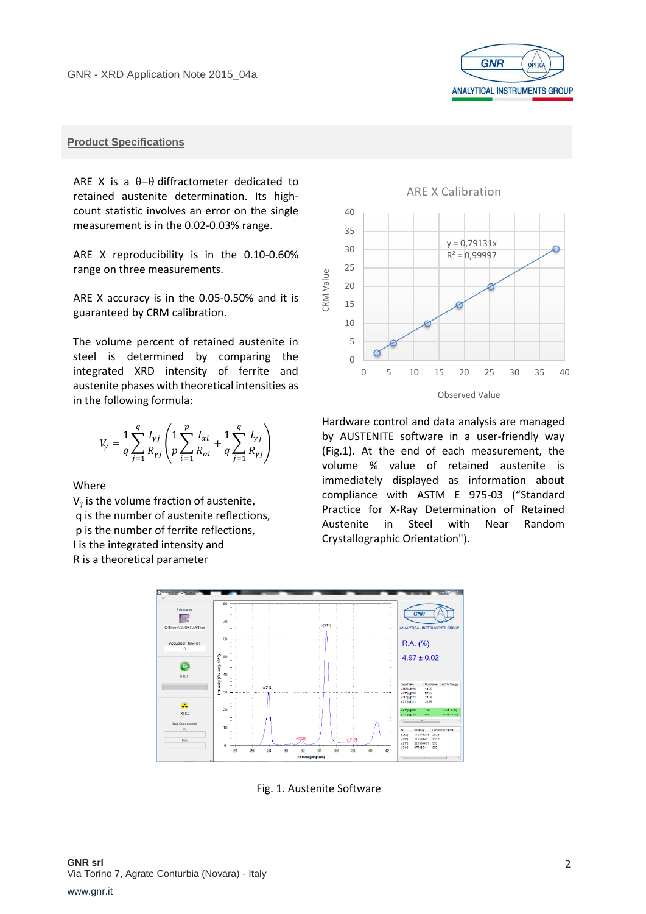## Product Specifications

ARE X is a θ–θ diffractometer dedicated to retained austenite determination. Its high-count statistic involves an error on the single measurement is in the 0.02-0.03% range.

ARE X reproducibility is in the 0.10-0.60% range on three measurements.

ARE X accuracy is in the 0.05-0.50% and it is guaranteed by CRM calibration.

The volume percent of retained austenite in steel is determined by comparing the integrated XRD intensity of ferrite and austenite phases with theoretical intensities as in the following formula:

$$V_\gamma = \frac{1}{q}\sum_{j=1}^{q}\frac{I_{\gamma j}}{R_{\gamma j}}\left(\frac{1}{p}\sum_{i=1}^{p}\frac{I_{\alpha i}}{R_{\alpha i}} + \frac{1}{q}\sum_{j=1}^{q}\frac{I_{\gamma j}}{R_{\gamma j}}\right)$$

Where

$V_\gamma$ is the volume fraction of austenite,
q is the number of austenite reflections,
p is the number of ferrite reflections,
I is the integrated intensity and
R is a theoretical parameter

ARE X Calibration

y = 0,79131x
$R^2$ = 0,99997

Hardware control and data analysis are managed by AUSTENITE software in a user-friendly way (Fig.1). At the end of each measurement, the volume % value of retained austenite is immediately displayed as information about compliance with ASTM E 975-03 ("Standard Practice for X-Ray Determination of Retained Austenite in Steel with Near Random Crystallographic Orientation").

Fig. 1. Austenite Software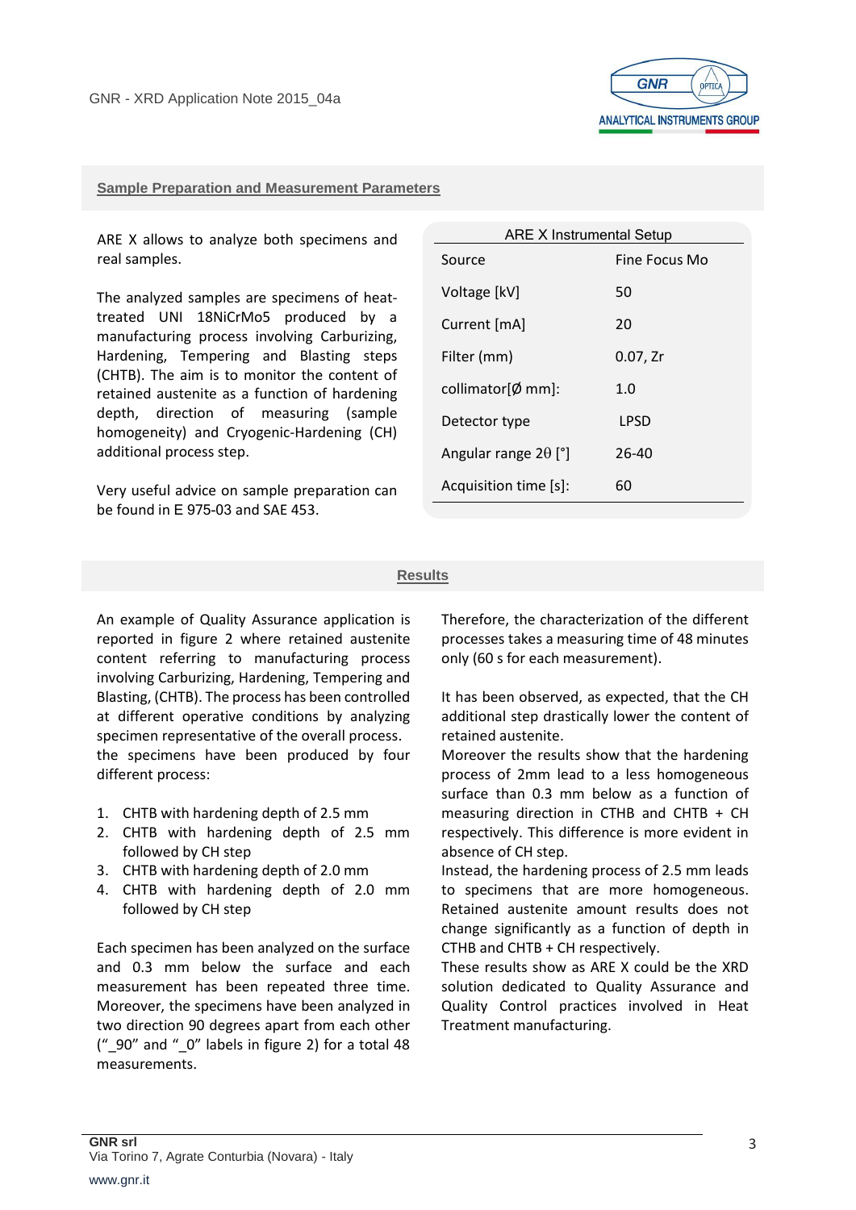## Sample Preparation and Measurement Parameters

ARE X allows to analyze both specimens and real samples.

The analyzed samples are specimens of heat-treated UNI 18NiCrMo5 produced by a manufacturing process involving Carburizing, Hardening, Tempering and Blasting steps (CHTB). The aim is to monitor the content of retained austenite as a function of hardening depth, direction of measuring (sample homogeneity) and Cryogenic-Hardening (CH) additional process step.

Very useful advice on sample preparation can be found in E 975-03 and SAE 453.

| ARE X Instrumental Setup | |
|---|---|
| Source | Fine Focus Mo |
| Voltage [kV] | 50 |
| Current [mA] | 20 |
| Filter (mm) | 0.07, Zr |
| collimator[Ø mm]: | 1.0 |
| Detector type | LPSD |
| Angular range 2θ [°] | 26-40 |
| Acquisition time [s]: | 60 |

## Results

An example of Quality Assurance application is reported in figure 2 where retained austenite content referring to manufacturing process involving Carburizing, Hardening, Tempering and Blasting, (CHTB). The process has been controlled at different operative conditions by analyzing specimen representative of the overall process. the specimens have been produced by four different process:

1. CHTB with hardening depth of 2.5 mm
2. CHTB with hardening depth of 2.5 mm followed by CH step
3. CHTB with hardening depth of 2.0 mm
4. CHTB with hardening depth of 2.0 mm followed by CH step

Each specimen has been analyzed on the surface and 0.3 mm below the surface and each measurement has been repeated three time. Moreover, the specimens have been analyzed in two direction 90 degrees apart from each other ("_90" and "_0" labels in figure 2) for a total 48 measurements.

Therefore, the characterization of the different processes takes a measuring time of 48 minutes only (60 s for each measurement).

It has been observed, as expected, that the CH additional step drastically lower the content of retained austenite.
Moreover the results show that the hardening process of 2mm lead to a less homogeneous surface than 0.3 mm below as a function of measuring direction in CTHB and CHTB + CH respectively. This difference is more evident in absence of CH step.
Instead, the hardening process of 2.5 mm leads to specimens that are more homogeneous. Retained austenite amount results does not change significantly as a function of depth in CTHB and CHTB + CH respectively.
These results show as ARE X could be the XRD solution dedicated to Quality Assurance and Quality Control practices involved in Heat Treatment manufacturing.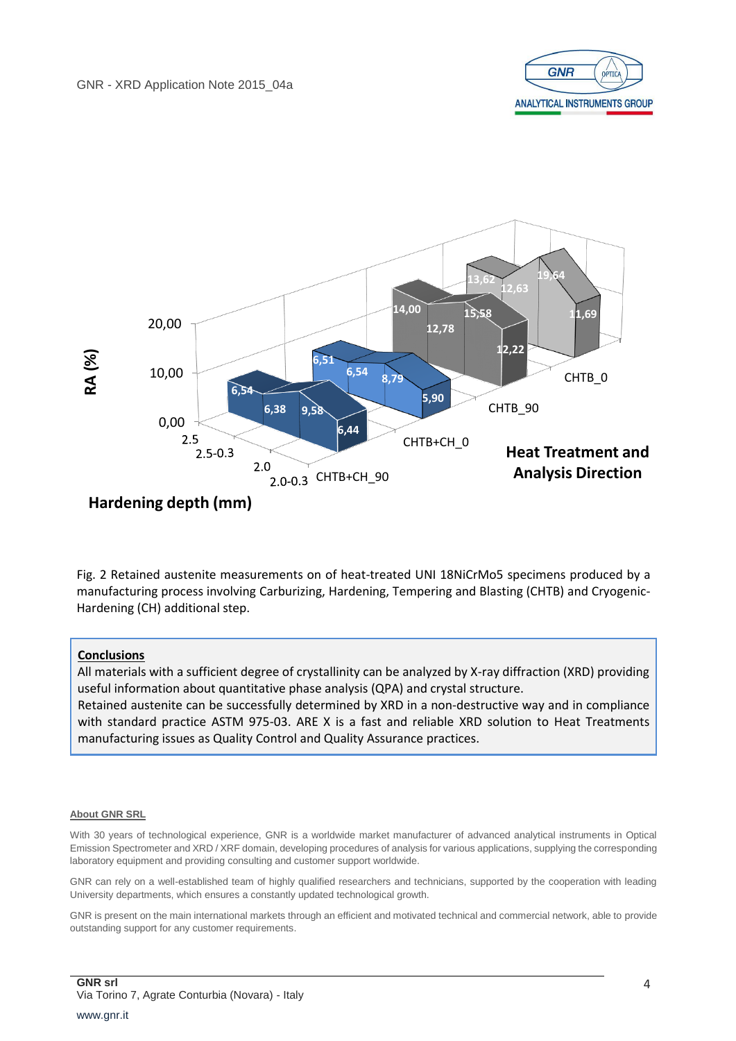RA (%)

20,00

10,00

0,00

2.5

2.5-0.3

2.0

2.0-0.3

CHTB+CH_90

CHTB+CH_0

CHTB_90

CHTB_0

6,54
6,38
9,58
6,44
6,51
6,54
8,79
5,90
14,00
12,78
15,58
12,22
13,62
12,63
19,64
11,69

Heat Treatment and Analysis Direction

Hardening depth (mm)

Fig. 2 Retained austenite measurements on of heat-treated UNI 18NiCrMo5 specimens produced by a manufacturing process involving Carburizing, Hardening, Tempering and Blasting (CHTB) and Cryogenic-Hardening (CH) additional step.

**Conclusions**

All materials with a sufficient degree of crystallinity can be analyzed by X-ray diffraction (XRD) providing useful information about quantitative phase analysis (QPA) and crystal structure.
Retained austenite can be successfully determined by XRD in a non-destructive way and in compliance with standard practice ASTM 975-03. ARE X is a fast and reliable XRD solution to Heat Treatments manufacturing issues as Quality Control and Quality Assurance practices.

**About GNR SRL**

With 30 years of technological experience, GNR is a worldwide market manufacturer of advanced analytical instruments in Optical Emission Spectrometer and XRD / XRF domain, developing procedures of analysis for various applications, supplying the corresponding laboratory equipment and providing consulting and customer support worldwide.

GNR can rely on a well-established team of highly qualified researchers and technicians, supported by the cooperation with leading University departments, which ensures a constantly updated technological growth.

GNR is present on the main international markets through an efficient and motivated technical and commercial network, able to provide outstanding support for any customer requirements.

**GNR srl**
Via Torino 7, Agrate Conturbia (Novara) - Italy

www.gnr.it